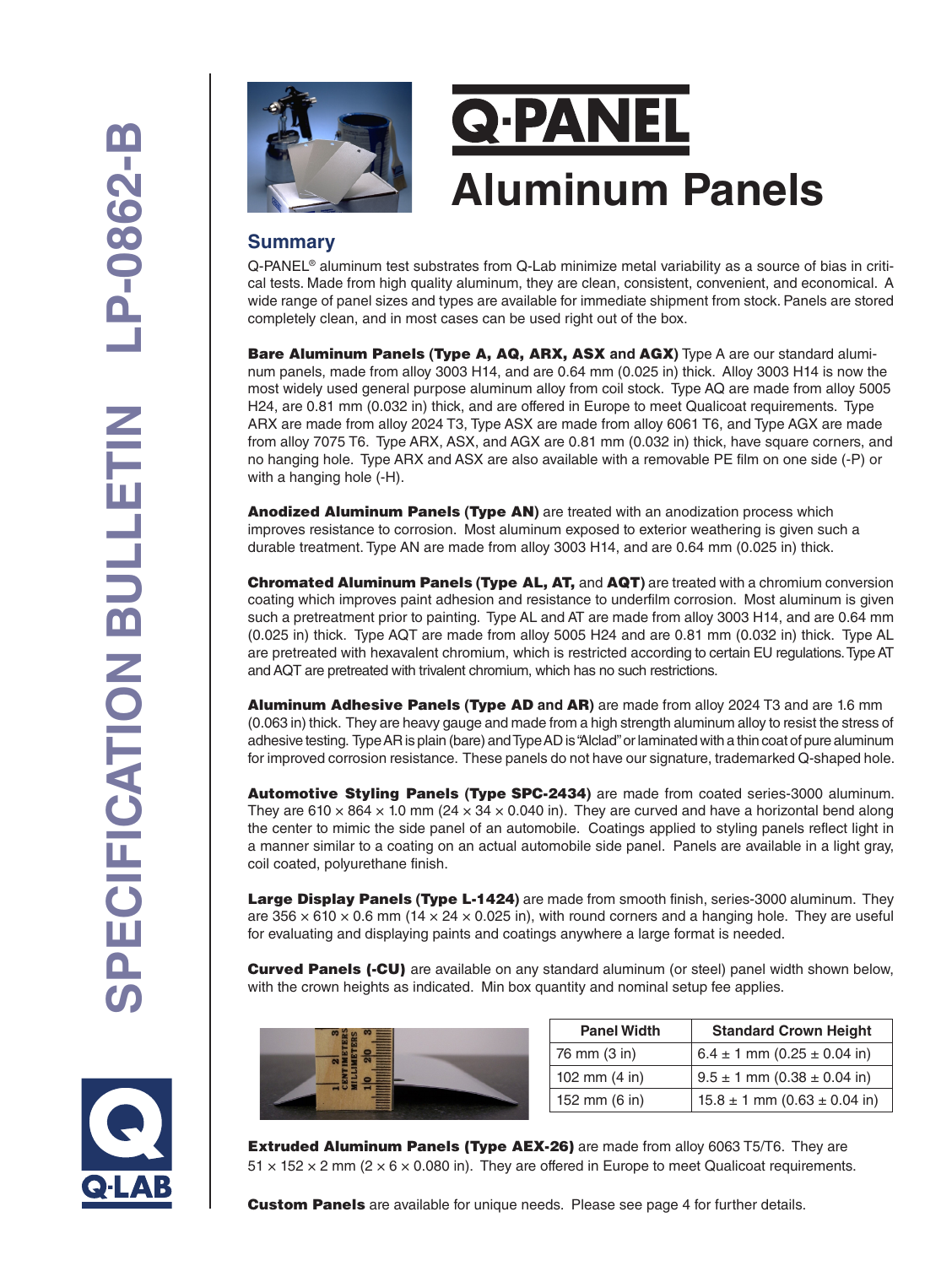# Q·PANEL Aluminum Panels

## Summary

Q-PANEL® aluminum test substrates from Q-Lab minimize metal variability as a source of bias in critical tests. Made from high quality aluminum, they are clean, consistent, convenient, and economical. A wide range of panel sizes and types are available for immediate shipment from stock. Panels are stored completely clean, and in most cases can be used right out of the box.

**Bare Aluminum Panels (Type A, AQ, ARX, ASX and AGX)** Type A are our standard aluminum panels, made from alloy 3003 H14, and are 0.64 mm (0.025 in) thick. Alloy 3003 H14 is now the most widely used general purpose aluminum alloy from coil stock. Type AQ are made from alloy 5005 H24, are 0.81 mm (0.032 in) thick, and are offered in Europe to meet Qualicoat requirements. Type ARX are made from alloy 2024 T3, Type ASX are made from alloy 6061 T6, and Type AGX are made from alloy 7075 T6. Type ARX, ASX, and AGX are 0.81 mm (0.032 in) thick, have square corners, and no hanging hole. Type ARX and ASX are also available with a removable PE film on one side (-P) or with a hanging hole (-H).

**Anodized Aluminum Panels (Type AN)** are treated with an anodization process which improves resistance to corrosion. Most aluminum exposed to exterior weathering is given such a durable treatment. Type AN are made from alloy 3003 H14, and are 0.64 mm (0.025 in) thick.

**Chromated Aluminum Panels (Type AL, AT,** and **AQT)** are treated with a chromium conversion coating which improves paint adhesion and resistance to underfilm corrosion. Most aluminum is given such a pretreatment prior to painting. Type AL and AT are made from alloy 3003 H14, and are 0.64 mm (0.025 in) thick. Type AQT are made from alloy 5005 H24 and are 0.81 mm (0.032 in) thick. Type AL are pretreated with hexavalent chromium, which is restricted according to certain EU regulations. Type AT and AQT are pretreated with trivalent chromium, which has no such restrictions.

**Aluminum Adhesive Panels (Type AD and AR)** are made from alloy 2024 T3 and are 1.6 mm (0.063 in) thick. They are heavy gauge and made from a high strength aluminum alloy to resist the stress of adhesive testing. Type AR is plain (bare) and Type AD is "Alclad" or laminated with a thin coat of pure aluminum for improved corrosion resistance. These panels do not have our signature, trademarked Q-shaped hole.

**Automotive Styling Panels (Type SPC-2434)** are made from coated series-3000 aluminum. They are 610 × 864 × 1.0 mm (24 × 34 × 0.040 in). They are curved and have a horizontal bend along the center to mimic the side panel of an automobile. Coatings applied to styling panels reflect light in a manner similar to a coating on an actual automobile side panel. Panels are available in a light gray, coil coated, polyurethane finish.

**Large Display Panels (Type L-1424)** are made from smooth finish, series-3000 aluminum. They are 356 × 610 × 0.6 mm (14 × 24 × 0.025 in), with round corners and a hanging hole. They are useful for evaluating and displaying paints and coatings anywhere a large format is needed.

**Curved Panels (-CU)** are available on any standard aluminum (or steel) panel width shown below, with the crown heights as indicated. Min box quantity and nominal setup fee applies.

| Panel Width | Standard Crown Height |
| --- | --- |
| 76 mm (3 in) | 6.4 ± 1 mm (0.25 ± 0.04 in) |
| 102 mm (4 in) | 9.5 ± 1 mm (0.38 ± 0.04 in) |
| 152 mm (6 in) | 15.8 ± 1 mm (0.63 ± 0.04 in) |

**Extruded Aluminum Panels (Type AEX-26)** are made from alloy 6063 T5/T6. They are 51 × 152 × 2 mm (2 × 6 × 0.080 in). They are offered in Europe to meet Qualicoat requirements.

**Custom Panels** are available for unique needs. Please see page 4 for further details.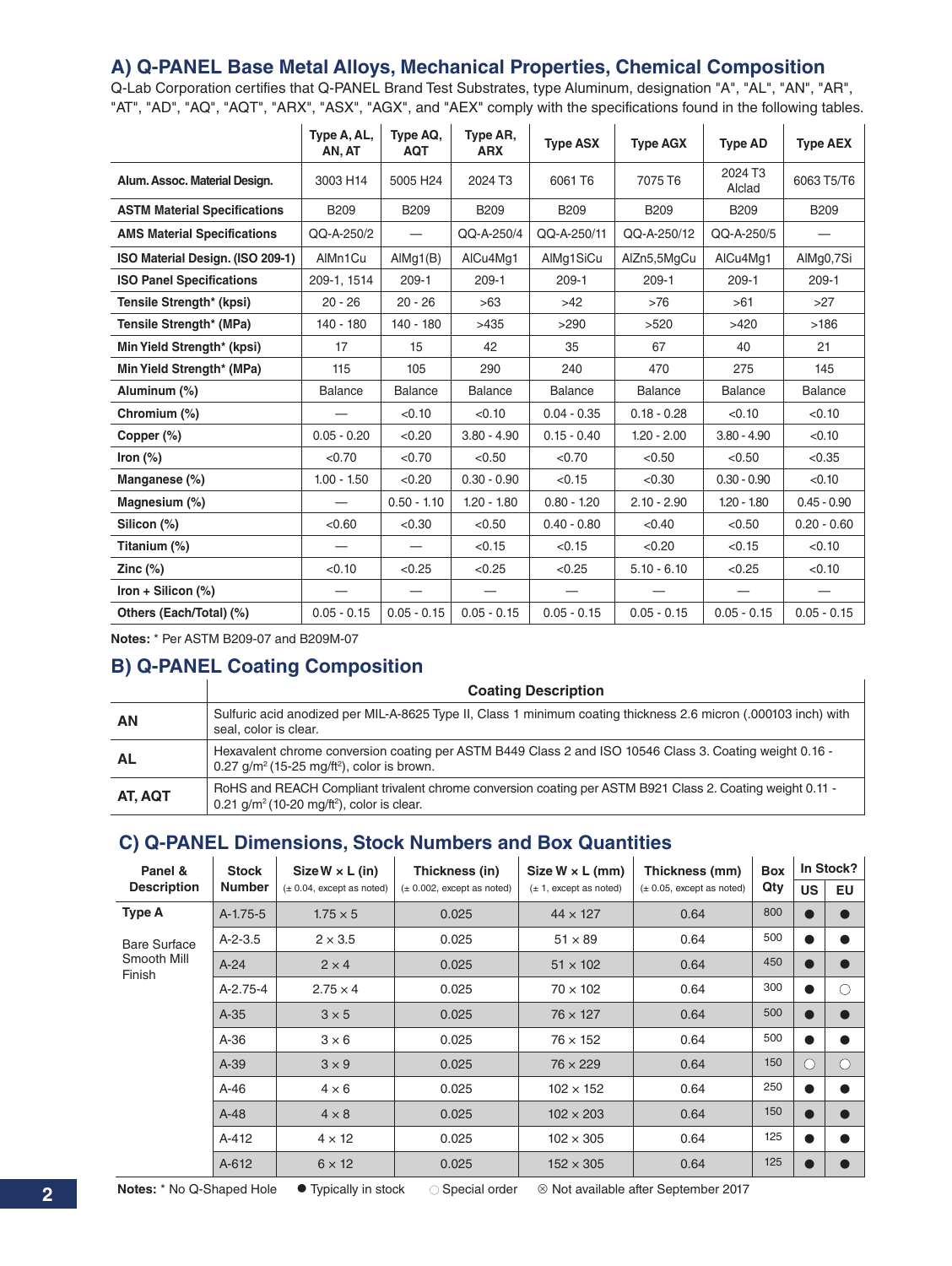## A) Q-PANEL Base Metal Alloys, Mechanical Properties, Chemical Composition

Q-Lab Corporation certifies that Q-PANEL Brand Test Substrates, type Aluminum, designation "A", "AL", "AN", "AR", "AT", "AD", "AQ", "AQT", "ARX", "ASX", "AGX", and "AEX" comply with the specifications found in the following tables.

| | Type A, AL, AN, AT | Type AQ, AQT | Type AR, ARX | Type ASX | Type AGX | Type AD | Type AEX |
|---|---|---|---|---|---|---|---|
| **Alum. Assoc. Material Design.** | 3003 H14 | 5005 H24 | 2024 T3 | 6061 T6 | 7075 T6 | 2024 T3 Alclad | 6063 T5/T6 |
| **ASTM Material Specifications** | B209 | B209 | B209 | B209 | B209 | B209 | B209 |
| **AMS Material Specifications** | QQ-A-250/2 | — | QQ-A-250/4 | QQ-A-250/11 | QQ-A-250/12 | QQ-A-250/5 | — |
| **ISO Material Design. (ISO 209-1)** | AlMn1Cu | AlMg1(B) | AlCu4Mg1 | AlMg1SiCu | AlZn5,5MgCu | AlCu4Mg1 | AlMg0,7Si |
| **ISO Panel Specifications** | 209-1, 1514 | 209-1 | 209-1 | 209-1 | 209-1 | 209-1 | 209-1 |
| **Tensile Strength* (kpsi)** | 20 - 26 | 20 - 26 | >63 | >42 | >76 | >61 | >27 |
| **Tensile Strength* (MPa)** | 140 - 180 | 140 - 180 | >435 | >290 | >520 | >420 | >186 |
| **Min Yield Strength* (kpsi)** | 17 | 15 | 42 | 35 | 67 | 40 | 21 |
| **Min Yield Strength* (MPa)** | 115 | 105 | 290 | 240 | 470 | 275 | 145 |
| **Aluminum (%)** | Balance | Balance | Balance | Balance | Balance | Balance | Balance |
| **Chromium (%)** | — | <0.10 | <0.10 | 0.04 - 0.35 | 0.18 - 0.28 | <0.10 | <0.10 |
| **Copper (%)** | 0.05 - 0.20 | <0.20 | 3.80 - 4.90 | 0.15 - 0.40 | 1.20 - 2.00 | 3.80 - 4.90 | <0.10 |
| **Iron (%)** | <0.70 | <0.70 | <0.50 | <0.70 | <0.50 | <0.50 | <0.35 |
| **Manganese (%)** | 1.00 - 1.50 | <0.20 | 0.30 - 0.90 | <0.15 | <0.30 | 0.30 - 0.90 | <0.10 |
| **Magnesium (%)** | — | 0.50 - 1.10 | 1.20 - 1.80 | 0.80 - 1.20 | 2.10 - 2.90 | 1.20 - 1.80 | 0.45 - 0.90 |
| **Silicon (%)** | <0.60 | <0.30 | <0.50 | 0.40 - 0.80 | <0.40 | <0.50 | 0.20 - 0.60 |
| **Titanium (%)** | — | — | <0.15 | <0.15 | <0.20 | <0.15 | <0.10 |
| **Zinc (%)** | <0.10 | <0.25 | <0.25 | <0.25 | 5.10 - 6.10 | <0.25 | <0.10 |
| **Iron + Silicon (%)** | — | — | — | — | — | — | — |
| **Others (Each/Total) (%)** | 0.05 - 0.15 | 0.05 - 0.15 | 0.05 - 0.15 | 0.05 - 0.15 | 0.05 - 0.15 | 0.05 - 0.15 | 0.05 - 0.15 |

**Notes:** * Per ASTM B209-07 and B209M-07

## B) Q-PANEL Coating Composition

| | Coating Description |
|---|---|
| **AN** | Sulfuric acid anodized per MIL-A-8625 Type II, Class 1 minimum coating thickness 2.6 micron (.000103 inch) with seal, color is clear. |
| **AL** | Hexavalent chrome conversion coating per ASTM B449 Class 2 and ISO 10546 Class 3. Coating weight 0.16 - 0.27 g/m$^2$ (15-25 mg/ft$^2$), color is brown. |
| **AT, AQT** | RoHS and REACH Compliant trivalent chrome conversion coating per ASTM B921 Class 2. Coating weight 0.11 - 0.21 g/m$^2$ (10-20 mg/ft$^2$), color is clear. |

## C) Q-PANEL Dimensions, Stock Numbers and Box Quantities

| Panel & Description | Stock Number | Size W × L (in) (± 0.04, except as noted) | Thickness (in) (± 0.002, except as noted) | Size W × L (mm) (± 1, except as noted) | Thickness (mm) (± 0.05, except as noted) | Box Qty | In Stock? US | In Stock? EU |
|---|---|---|---|---|---|---|---|---|
| **Type A** Bare Surface Smooth Mill Finish | A-1.75-5 | 1.75 × 5 | 0.025 | 44 × 127 | 0.64 | 800 | ● | ● |
| | A-2-3.5 | 2 × 3.5 | 0.025 | 51 × 89 | 0.64 | 500 | ● | ● |
| | A-24 | 2 × 4 | 0.025 | 51 × 102 | 0.64 | 450 | ● | ● |
| | A-2.75-4 | 2.75 × 4 | 0.025 | 70 × 102 | 0.64 | 300 | ● | ○ |
| | A-35 | 3 × 5 | 0.025 | 76 × 127 | 0.64 | 500 | ● | ● |
| | A-36 | 3 × 6 | 0.025 | 76 × 152 | 0.64 | 500 | ● | ● |
| | A-39 | 3 × 9 | 0.025 | 76 × 229 | 0.64 | 150 | ○ | ○ |
| | A-46 | 4 × 6 | 0.025 | 102 × 152 | 0.64 | 250 | ● | ● |
| | A-48 | 4 × 8 | 0.025 | 102 × 203 | 0.64 | 150 | ● | ● |
| | A-412 | 4 × 12 | 0.025 | 102 × 305 | 0.64 | 125 | ● | ● |
| | A-612 | 6 × 12 | 0.025 | 152 × 305 | 0.64 | 125 | ● | ● |

**Notes:** * No Q-Shaped Hole ● Typically in stock ○ Special order ⊗ Not available after September 2017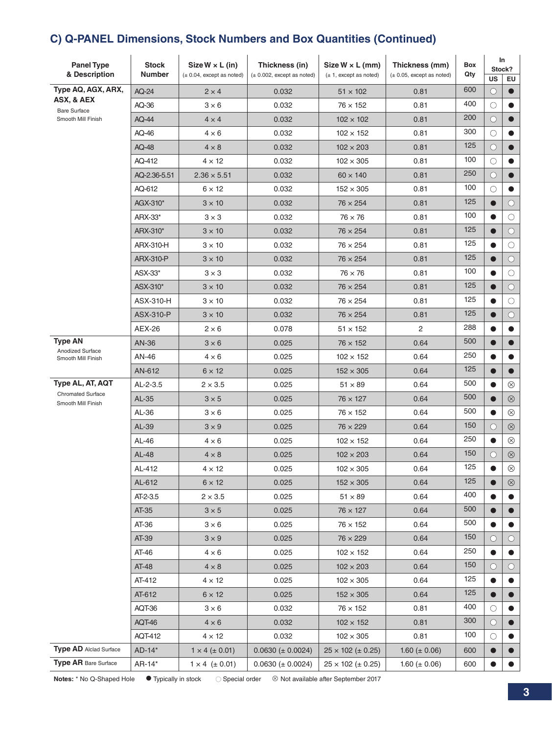## C) Q-PANEL Dimensions, Stock Numbers and Box Quantities (Continued)

| Panel Type & Description | Stock Number | Size W × L (in) (± 0.04, except as noted) | Thickness (in) (± 0.002, except as noted) | Size W × L (mm) (± 1, except as noted) | Thickness (mm) (± 0.05, except as noted) | Box Qty | In Stock? | |
|---|---|---|---|---|---|---|---|---|
| | | | | | | | US | EU |
| **Type AQ, AGX, ARX, ASX, & AEX** Bare Surface Smooth Mill Finish | AQ-24 | 2 × 4 | 0.032 | 51 × 102 | 0.81 | 600 | ○ | ● |
| | AQ-36 | 3 × 6 | 0.032 | 76 × 152 | 0.81 | 400 | ○ | ● |
| | AQ-44 | 4 × 4 | 0.032 | 102 × 102 | 0.81 | 200 | ○ | ● |
| | AQ-46 | 4 × 6 | 0.032 | 102 × 152 | 0.81 | 300 | ○ | ● |
| | AQ-48 | 4 × 8 | 0.032 | 102 × 203 | 0.81 | 125 | ○ | ● |
| | AQ-412 | 4 × 12 | 0.032 | 102 × 305 | 0.81 | 100 | ○ | ● |
| | AQ-2.36-5.51 | 2.36 × 5.51 | 0.032 | 60 × 140 | 0.81 | 250 | ○ | ● |
| | AQ-612 | 6 × 12 | 0.032 | 152 × 305 | 0.81 | 100 | ○ | ● |
| | AGX-310* | 3 × 10 | 0.032 | 76 × 254 | 0.81 | 125 | ● | ○ |
| | ARX-33* | 3 × 3 | 0.032 | 76 × 76 | 0.81 | 100 | ● | ○ |
| | ARX-310* | 3 × 10 | 0.032 | 76 × 254 | 0.81 | 125 | ● | ○ |
| | ARX-310-H | 3 × 10 | 0.032 | 76 × 254 | 0.81 | 125 | ● | ○ |
| | ARX-310-P | 3 × 10 | 0.032 | 76 × 254 | 0.81 | 125 | ● | ○ |
| | ASX-33* | 3 × 3 | 0.032 | 76 × 76 | 0.81 | 100 | ● | ○ |
| | ASX-310* | 3 × 10 | 0.032 | 76 × 254 | 0.81 | 125 | ● | ○ |
| | ASX-310-H | 3 × 10 | 0.032 | 76 × 254 | 0.81 | 125 | ● | ○ |
| | ASX-310-P | 3 × 10 | 0.032 | 76 × 254 | 0.81 | 125 | ● | ○ |
| | AEX-26 | 2 × 6 | 0.078 | 51 × 152 | 2 | 288 | ● | ● |
| **Type AN** Anodized Surface Smooth Mill Finish | AN-36 | 3 × 6 | 0.025 | 76 × 152 | 0.64 | 500 | ● | ● |
| | AN-46 | 4 × 6 | 0.025 | 102 × 152 | 0.64 | 250 | ● | ● |
| | AN-612 | 6 × 12 | 0.025 | 152 × 305 | 0.64 | 125 | ● | ● |
| **Type AL, AT, AQT** Chromated Surface Smooth Mill Finish | AL-2-3.5 | 2 × 3.5 | 0.025 | 51 × 89 | 0.64 | 500 | ● | ⊗ |
| | AL-35 | 3 × 5 | 0.025 | 76 × 127 | 0.64 | 500 | ● | ⊗ |
| | AL-36 | 3 × 6 | 0.025 | 76 × 152 | 0.64 | 500 | ● | ⊗ |
| | AL-39 | 3 × 9 | 0.025 | 76 × 229 | 0.64 | 150 | ○ | ⊗ |
| | AL-46 | 4 × 6 | 0.025 | 102 × 152 | 0.64 | 250 | ● | ⊗ |
| | AL-48 | 4 × 8 | 0.025 | 102 × 203 | 0.64 | 150 | ○ | ⊗ |
| | AL-412 | 4 × 12 | 0.025 | 102 × 305 | 0.64 | 125 | ● | ⊗ |
| | AL-612 | 6 × 12 | 0.025 | 152 × 305 | 0.64 | 125 | ● | ⊗ |
| | AT-2-3.5 | 2 × 3.5 | 0.025 | 51 × 89 | 0.64 | 400 | ● | ● |
| | AT-35 | 3 × 5 | 0.025 | 76 × 127 | 0.64 | 500 | ● | ● |
| | AT-36 | 3 × 6 | 0.025 | 76 × 152 | 0.64 | 500 | ● | ● |
| | AT-39 | 3 × 9 | 0.025 | 76 × 229 | 0.64 | 150 | ○ | ○ |
| | AT-46 | 4 × 6 | 0.025 | 102 × 152 | 0.64 | 250 | ● | ● |
| | AT-48 | 4 × 8 | 0.025 | 102 × 203 | 0.64 | 150 | ○ | ○ |
| | AT-412 | 4 × 12 | 0.025 | 102 × 305 | 0.64 | 125 | ● | ● |
| | AT-612 | 6 × 12 | 0.025 | 152 × 305 | 0.64 | 125 | ● | ● |
| | AQT-36 | 3 × 6 | 0.032 | 76 × 152 | 0.81 | 400 | ○ | ● |
| | AQT-46 | 4 × 6 | 0.032 | 102 × 152 | 0.81 | 300 | ○ | ● |
| | AQT-412 | 4 × 12 | 0.032 | 102 × 305 | 0.81 | 100 | ○ | ● |
| **Type AD** Alclad Surface | AD-14* | 1 × 4 (± 0.01) | 0.0630 (± 0.0024) | 25 × 102 (± 0.25) | 1.60 (± 0.06) | 600 | ● | ● |
| **Type AR** Bare Surface | AR-14* | 1 × 4 (± 0.01) | 0.0630 (± 0.0024) | 25 × 102 (± 0.25) | 1.60 (± 0.06) | 600 | ● | ● |

**Notes:** * No Q-Shaped Hole ● Typically in stock ○ Special order ⊗ Not available after September 2017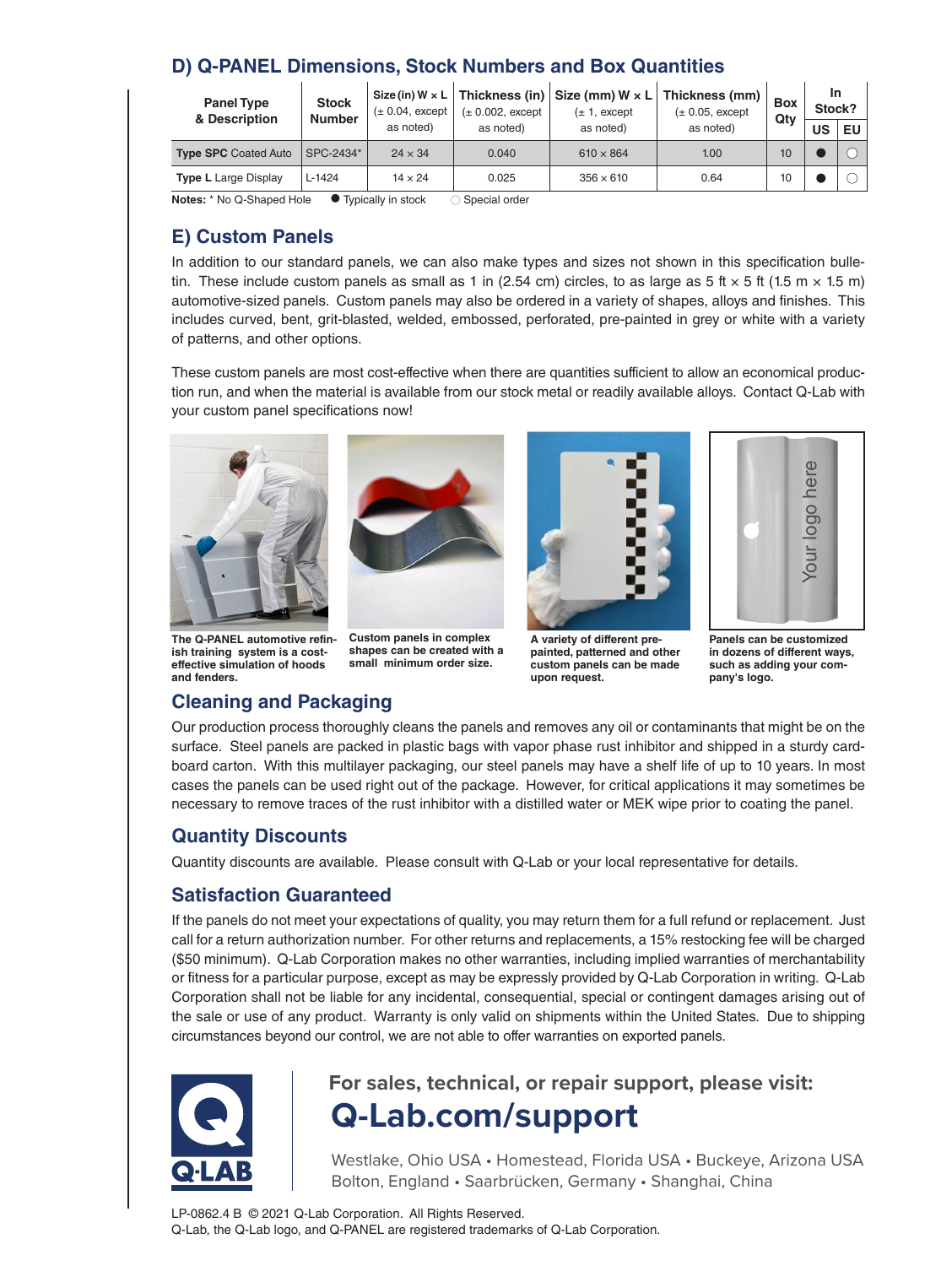## D) Q-PANEL Dimensions, Stock Numbers and Box Quantities

| Panel Type & Description | Stock Number | Size (in) W × L (± 0.04, except as noted) | Thickness (in) (± 0.002, except as noted) | Size (mm) W × L (± 1, except as noted) | Thickness (mm) (± 0.05, except as noted) | Box Qty | In Stock? | |
|---|---|---|---|---|---|---|---|---|
| | | | | | | | US | EU |
| **Type SPC** Coated Auto | SPC-2434* | 24 × 34 | 0.040 | 610 × 864 | 1.00 | 10 | ● | ○ |
| **Type L** Large Display | L-1424 | 14 × 24 | 0.025 | 356 × 610 | 0.64 | 10 | ● | ○ |

**Notes:** * No Q-Shaped Hole ● Typically in stock ○ Special order

## E) Custom Panels

In addition to our standard panels, we can also make types and sizes not shown in this specification bulletin. These include custom panels as small as 1 in (2.54 cm) circles, to as large as 5 ft × 5 ft (1.5 m × 1.5 m) automotive-sized panels. Custom panels may also be ordered in a variety of shapes, alloys and finishes. This includes curved, bent, grit-blasted, welded, embossed, perforated, pre-painted in grey or white with a variety of patterns, and other options.

These custom panels are most cost-effective when there are quantities sufficient to allow an economical production run, and when the material is available from our stock metal or readily available alloys. Contact Q-Lab with your custom panel specifications now!

**The Q-PANEL automotive refinish training system is a cost-effective simulation of hoods and fenders.**

**Custom panels in complex shapes can be created with a small minimum order size.**

**A variety of different pre-painted, patterned and other custom panels can be made upon request.**

**Panels can be customized in dozens of different ways, such as adding your company's logo.**

## Cleaning and Packaging

Our production process thoroughly cleans the panels and removes any oil or contaminants that might be on the surface. Steel panels are packed in plastic bags with vapor phase rust inhibitor and shipped in a sturdy cardboard carton. With this multilayer packaging, our steel panels may have a shelf life of up to 10 years. In most cases the panels can be used right out of the package. However, for critical applications it may sometimes be necessary to remove traces of the rust inhibitor with a distilled water or MEK wipe prior to coating the panel.

## Quantity Discounts

Quantity discounts are available. Please consult with Q-Lab or your local representative for details.

## Satisfaction Guaranteed

If the panels do not meet your expectations of quality, you may return them for a full refund or replacement. Just call for a return authorization number. For other returns and replacements, a 15% restocking fee will be charged ($50 minimum). Q-Lab Corporation makes no other warranties, including implied warranties of merchantability or fitness for a particular purpose, except as may be expressly provided by Q-Lab Corporation in writing. Q-Lab Corporation shall not be liable for any incidental, consequential, special or contingent damages arising out of the sale or use of any product. Warranty is only valid on shipments within the United States. Due to shipping circumstances beyond our control, we are not able to offer warranties on exported panels.

Q-LAB

**For sales, technical, or repair support, please visit:**

**Q-Lab.com/support**

Westlake, Ohio USA • Homestead, Florida USA • Buckeye, Arizona USA
Bolton, England • Saarbrücken, Germany • Shanghai, China

LP-0862.4 B © 2021 Q-Lab Corporation. All Rights Reserved.
Q-Lab, the Q-Lab logo, and Q-PANEL are registered trademarks of Q-Lab Corporation.